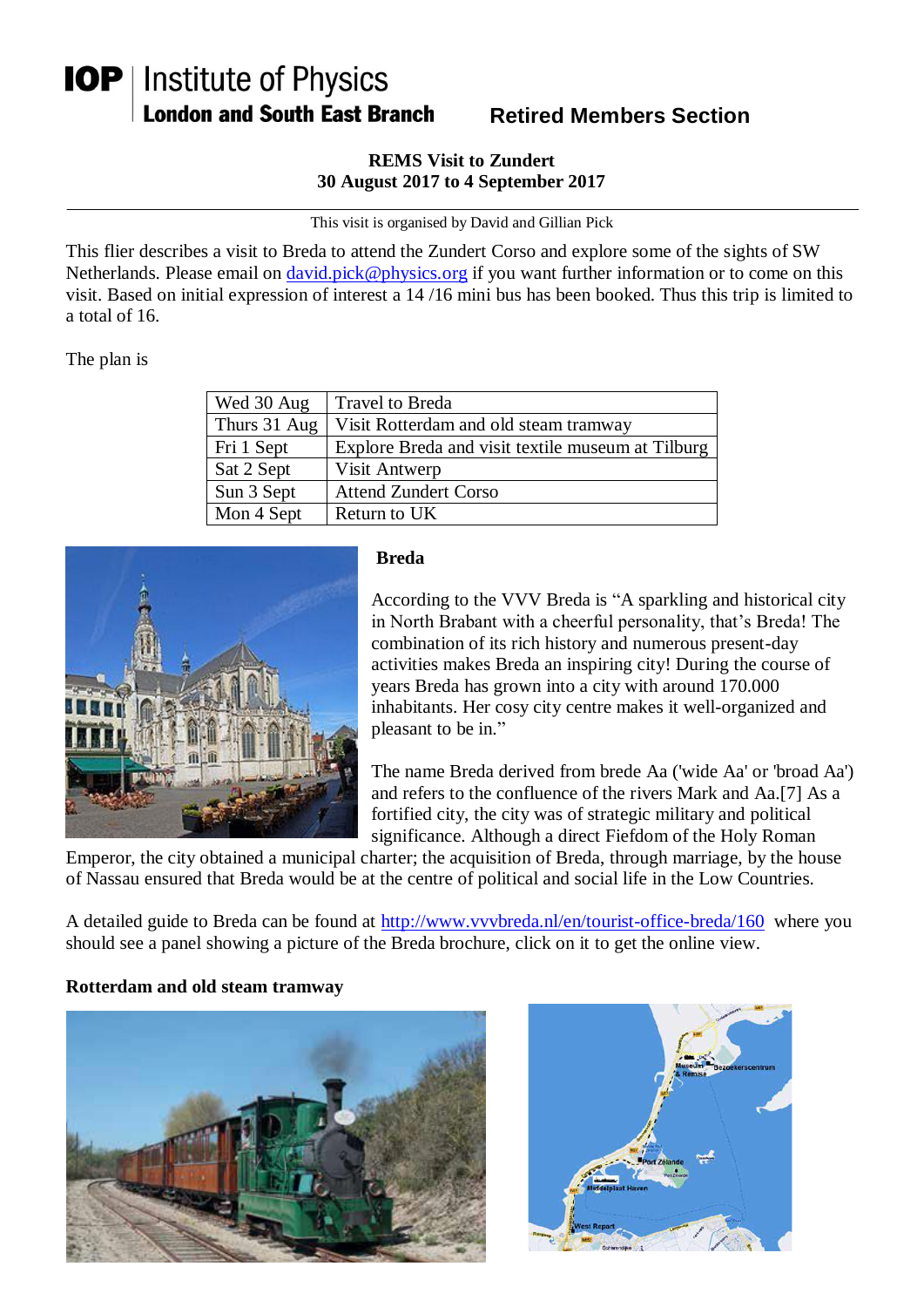# IOP Institute of Physics
## London and South East Branch

## Retired Members Section

**REMS Visit to Zundert**
**30 August 2017 to 4 September 2017**

This visit is organised by David and Gillian Pick

This flier describes a visit to Breda to attend the Zundert Corso and explore some of the sights of SW Netherlands. Please email on david.pick@physics.org if you want further information or to come on this visit. Based on initial expression of interest a 14 /16 mini bus has been booked. Thus this trip is limited to a total of 16.

The plan is

| Wed 30 Aug | Travel to Breda |
|---|---|
| Thurs 31 Aug | Visit Rotterdam and old steam tramway |
| Fri 1 Sept | Explore Breda and visit textile museum at Tilburg |
| Sat 2 Sept | Visit Antwerp |
| Sun 3 Sept | Attend Zundert Corso |
| Mon 4 Sept | Return to UK |

**Breda**

According to the VVV Breda is "A sparkling and historical city in North Brabant with a cheerful personality, that's Breda! The combination of its rich history and numerous present-day activities makes Breda an inspiring city! During the course of years Breda has grown into a city with around 170.000 inhabitants. Her cosy city centre makes it well-organized and pleasant to be in."

The name Breda derived from brede Aa ('wide Aa' or 'broad Aa') and refers to the confluence of the rivers Mark and Aa.[7] As a fortified city, the city was of strategic military and political significance. Although a direct Fiefdom of the Holy Roman Emperor, the city obtained a municipal charter; the acquisition of Breda, through marriage, by the house of Nassau ensured that Breda would be at the centre of political and social life in the Low Countries.

A detailed guide to Breda can be found at http://www.vvvbreda.nl/en/tourist-office-breda/160 where you should see a panel showing a picture of the Breda brochure, click on it to get the online view.

**Rotterdam and old steam tramway**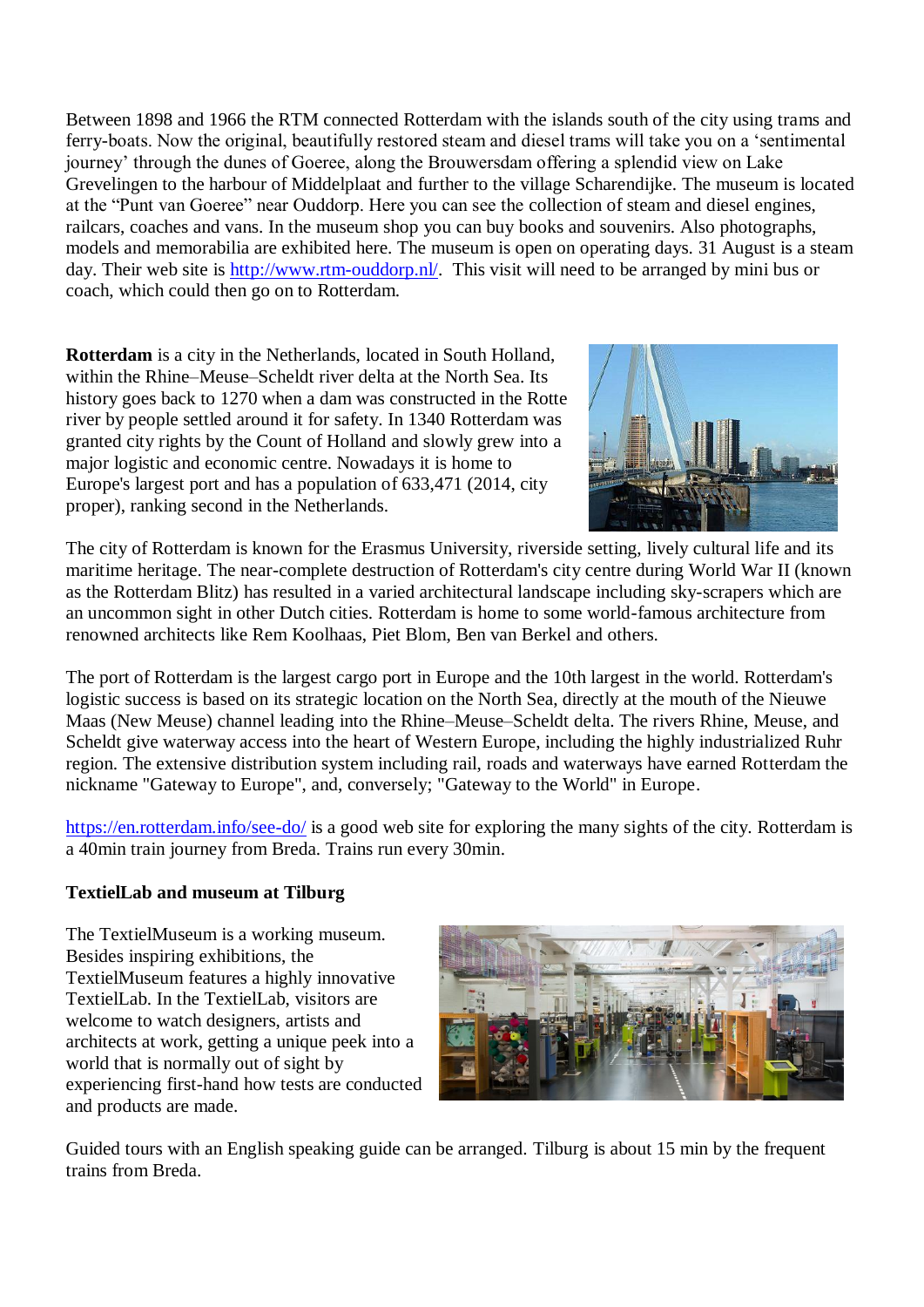Between 1898 and 1966 the RTM connected Rotterdam with the islands south of the city using trams and ferry-boats. Now the original, beautifully restored steam and diesel trams will take you on a 'sentimental journey' through the dunes of Goeree, along the Brouwersdam offering a splendid view on Lake Grevelingen to the harbour of Middelplaat and further to the village Scharendijke. The museum is located at the "Punt van Goeree" near Ouddorp. Here you can see the collection of steam and diesel engines, railcars, coaches and vans. In the museum shop you can buy books and souvenirs. Also photographs, models and memorabilia are exhibited here. The museum is open on operating days. 31 August is a steam day. Their web site is [http://www.rtm-ouddorp.nl/](http://www.rtm-ouddorp.nl/). This visit will need to be arranged by mini bus or coach, which could then go on to Rotterdam.

**Rotterdam** is a city in the Netherlands, located in South Holland, within the Rhine–Meuse–Scheldt river delta at the North Sea. Its history goes back to 1270 when a dam was constructed in the Rotte river by people settled around it for safety. In 1340 Rotterdam was granted city rights by the Count of Holland and slowly grew into a major logistic and economic centre. Nowadays it is home to Europe's largest port and has a population of 633,471 (2014, city proper), ranking second in the Netherlands.

The city of Rotterdam is known for the Erasmus University, riverside setting, lively cultural life and its maritime heritage. The near-complete destruction of Rotterdam's city centre during World War II (known as the Rotterdam Blitz) has resulted in a varied architectural landscape including sky-scrapers which are an uncommon sight in other Dutch cities. Rotterdam is home to some world-famous architecture from renowned architects like Rem Koolhaas, Piet Blom, Ben van Berkel and others.

The port of Rotterdam is the largest cargo port in Europe and the 10th largest in the world. Rotterdam's logistic success is based on its strategic location on the North Sea, directly at the mouth of the Nieuwe Maas (New Meuse) channel leading into the Rhine–Meuse–Scheldt delta. The rivers Rhine, Meuse, and Scheldt give waterway access into the heart of Western Europe, including the highly industrialized Ruhr region. The extensive distribution system including rail, roads and waterways have earned Rotterdam the nickname "Gateway to Europe", and, conversely; "Gateway to the World" in Europe.

[https://en.rotterdam.info/see-do/](https://en.rotterdam.info/see-do/) is a good web site for exploring the many sights of the city. Rotterdam is a 40min train journey from Breda. Trains run every 30min.

**TextielLab and museum at Tilburg**

The TextielMuseum is a working museum. Besides inspiring exhibitions, the TextielMuseum features a highly innovative TextielLab. In the TextielLab, visitors are welcome to watch designers, artists and architects at work, getting a unique peek into a world that is normally out of sight by experiencing first-hand how tests are conducted and products are made.

Guided tours with an English speaking guide can be arranged. Tilburg is about 15 min by the frequent trains from Breda.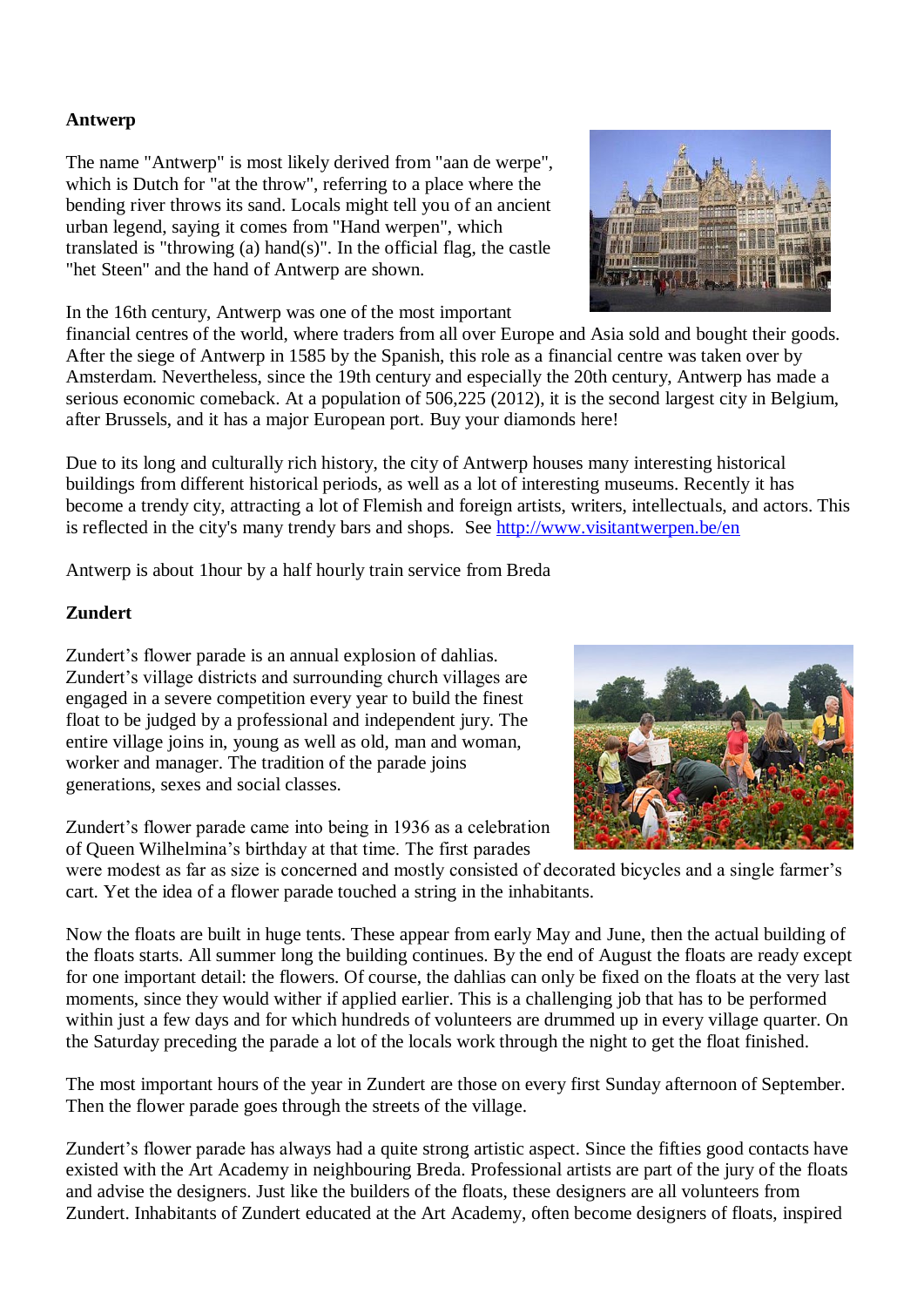**Antwerp**

The name "Antwerp" is most likely derived from "aan de werpe", which is Dutch for "at the throw", referring to a place where the bending river throws its sand. Locals might tell you of an ancient urban legend, saying it comes from "Hand werpen", which translated is "throwing (a) hand(s)". In the official flag, the castle "het Steen" and the hand of Antwerp are shown.

In the 16th century, Antwerp was one of the most important financial centres of the world, where traders from all over Europe and Asia sold and bought their goods. After the siege of Antwerp in 1585 by the Spanish, this role as a financial centre was taken over by Amsterdam. Nevertheless, since the 19th century and especially the 20th century, Antwerp has made a serious economic comeback. At a population of 506,225 (2012), it is the second largest city in Belgium, after Brussels, and it has a major European port. Buy your diamonds here!

Due to its long and culturally rich history, the city of Antwerp houses many interesting historical buildings from different historical periods, as well as a lot of interesting museums. Recently it has become a trendy city, attracting a lot of Flemish and foreign artists, writers, intellectuals, and actors. This is reflected in the city's many trendy bars and shops. See [http://www.visitantwerpen.be/en](http://www.visitantwerpen.be/en)

Antwerp is about 1hour by a half hourly train service from Breda

**Zundert**

Zundert's flower parade is an annual explosion of dahlias. Zundert's village districts and surrounding church villages are engaged in a severe competition every year to build the finest float to be judged by a professional and independent jury. The entire village joins in, young as well as old, man and woman, worker and manager. The tradition of the parade joins generations, sexes and social classes.

Zundert's flower parade came into being in 1936 as a celebration of Queen Wilhelmina's birthday at that time. The first parades were modest as far as size is concerned and mostly consisted of decorated bicycles and a single farmer's cart. Yet the idea of a flower parade touched a string in the inhabitants.

Now the floats are built in huge tents. These appear from early May and June, then the actual building of the floats starts. All summer long the building continues. By the end of August the floats are ready except for one important detail: the flowers. Of course, the dahlias can only be fixed on the floats at the very last moments, since they would wither if applied earlier. This is a challenging job that has to be performed within just a few days and for which hundreds of volunteers are drummed up in every village quarter. On the Saturday preceding the parade a lot of the locals work through the night to get the float finished.

The most important hours of the year in Zundert are those on every first Sunday afternoon of September. Then the flower parade goes through the streets of the village.

Zundert's flower parade has always had a quite strong artistic aspect. Since the fifties good contacts have existed with the Art Academy in neighbouring Breda. Professional artists are part of the jury of the floats and advise the designers. Just like the builders of the floats, these designers are all volunteers from Zundert. Inhabitants of Zundert educated at the Art Academy, often become designers of floats, inspired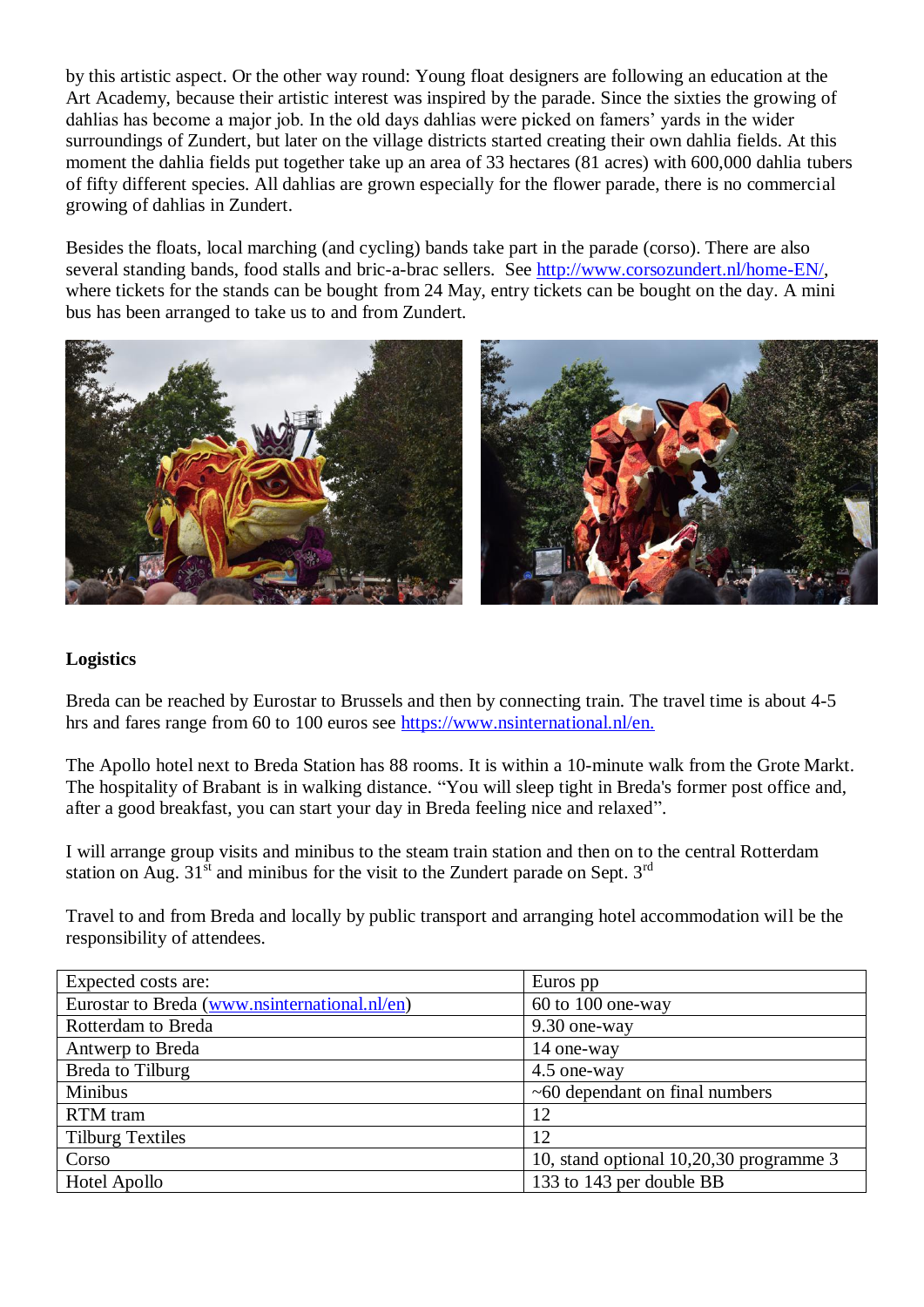by this artistic aspect. Or the other way round: Young float designers are following an education at the Art Academy, because their artistic interest was inspired by the parade. Since the sixties the growing of dahlias has become a major job. In the old days dahlias were picked on famers' yards in the wider surroundings of Zundert, but later on the village districts started creating their own dahlia fields. At this moment the dahlia fields put together take up an area of 33 hectares (81 acres) with 600,000 dahlia tubers of fifty different species. All dahlias are grown especially for the flower parade, there is no commercial growing of dahlias in Zundert.

Besides the floats, local marching (and cycling) bands take part in the parade (corso). There are also several standing bands, food stalls and bric-a-brac sellers. See http://www.corsozundert.nl/home-EN/, where tickets for the stands can be bought from 24 May, entry tickets can be bought on the day. A mini bus has been arranged to take us to and from Zundert.

**Logistics**

Breda can be reached by Eurostar to Brussels and then by connecting train. The travel time is about 4-5 hrs and fares range from 60 to 100 euros see https://www.nsinternational.nl/en.

The Apollo hotel next to Breda Station has 88 rooms. It is within a 10-minute walk from the Grote Markt. The hospitality of Brabant is in walking distance. "You will sleep tight in Breda's former post office and, after a good breakfast, you can start your day in Breda feeling nice and relaxed".

I will arrange group visits and minibus to the steam train station and then on to the central Rotterdam station on Aug. 31st and minibus for the visit to the Zundert parade on Sept. 3rd

Travel to and from Breda and locally by public transport and arranging hotel accommodation will be the responsibility of attendees.

| Expected costs are: | Euros pp |
|---|---|
| Eurostar to Breda (www.nsinternational.nl/en) | 60 to 100 one-way |
| Rotterdam to Breda | 9.30 one-way |
| Antwerp to Breda | 14 one-way |
| Breda to Tilburg | 4.5 one-way |
| Minibus | ~60 dependant on final numbers |
| RTM tram | 12 |
| Tilburg Textiles | 12 |
| Corso | 10, stand optional 10,20,30 programme 3 |
| Hotel Apollo | 133 to 143 per double BB |